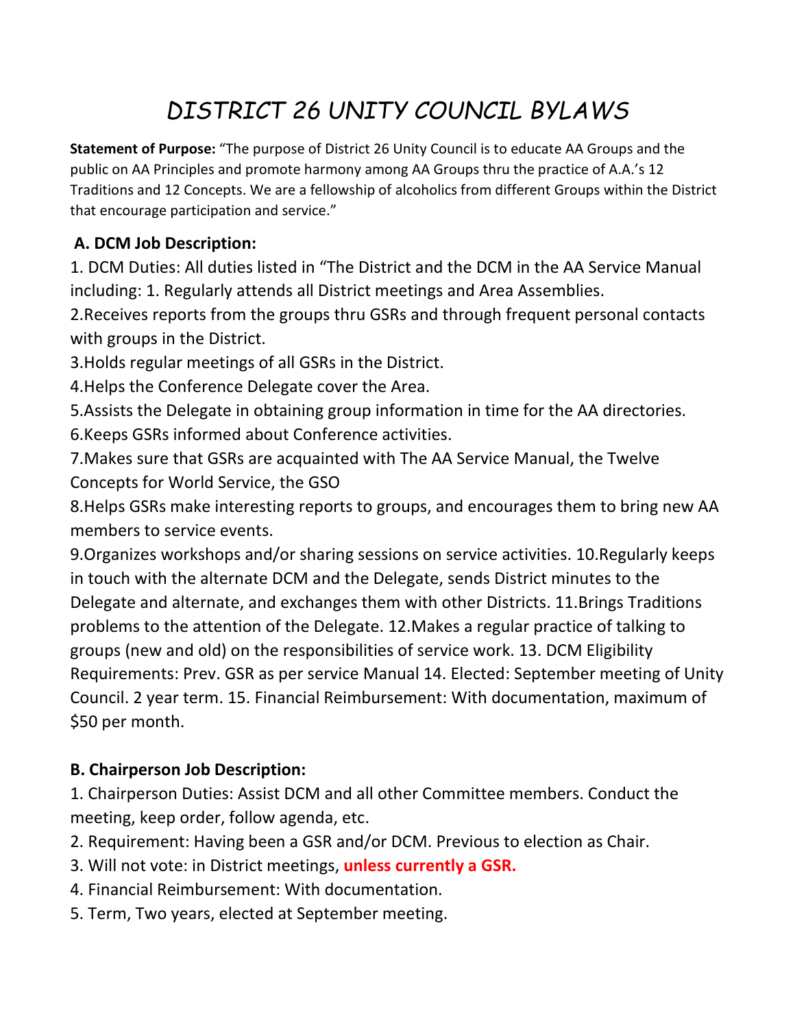# *DISTRICT 26 UNITY COUNCIL BYLAWS*

**Statement of Purpose:** "The purpose of District 26 Unity Council is to educate AA Groups and the public on AA Principles and promote harmony among AA Groups thru the practice of A.A.'s 12 Traditions and 12 Concepts. We are a fellowship of alcoholics from different Groups within the District that encourage participation and service."

**A. DCM Job Description:**

1. DCM Duties: All duties listed in "The District and the DCM in the AA Service Manual including: 1. Regularly attends all District meetings and Area Assemblies.

2.Receives reports from the groups thru GSRs and through frequent personal contacts with groups in the District.

3.Holds regular meetings of all GSRs in the District.

4.Helps the Conference Delegate cover the Area.

5.Assists the Delegate in obtaining group information in time for the AA directories.

6.Keeps GSRs informed about Conference activities.

7.Makes sure that GSRs are acquainted with The AA Service Manual, the Twelve Concepts for World Service, the GSO

8.Helps GSRs make interesting reports to groups, and encourages them to bring new AA members to service events.

9.Organizes workshops and/or sharing sessions on service activities. 10.Regularly keeps in touch with the alternate DCM and the Delegate, sends District minutes to the Delegate and alternate, and exchanges them with other Districts. 11.Brings Traditions problems to the attention of the Delegate. 12.Makes a regular practice of talking to groups (new and old) on the responsibilities of service work. 13. DCM Eligibility Requirements: Prev. GSR as per service Manual 14. Elected: September meeting of Unity Council. 2 year term. 15. Financial Reimbursement: With documentation, maximum of $50 per month.

**B. Chairperson Job Description:**

1. Chairperson Duties: Assist DCM and all other Committee members. Conduct the meeting, keep order, follow agenda, etc.
2. Requirement: Having been a GSR and/or DCM. Previous to election as Chair.
3. Will not vote: in District meetings, **unless currently a GSR.**
4. Financial Reimbursement: With documentation.
5. Term, Two years, elected at September meeting.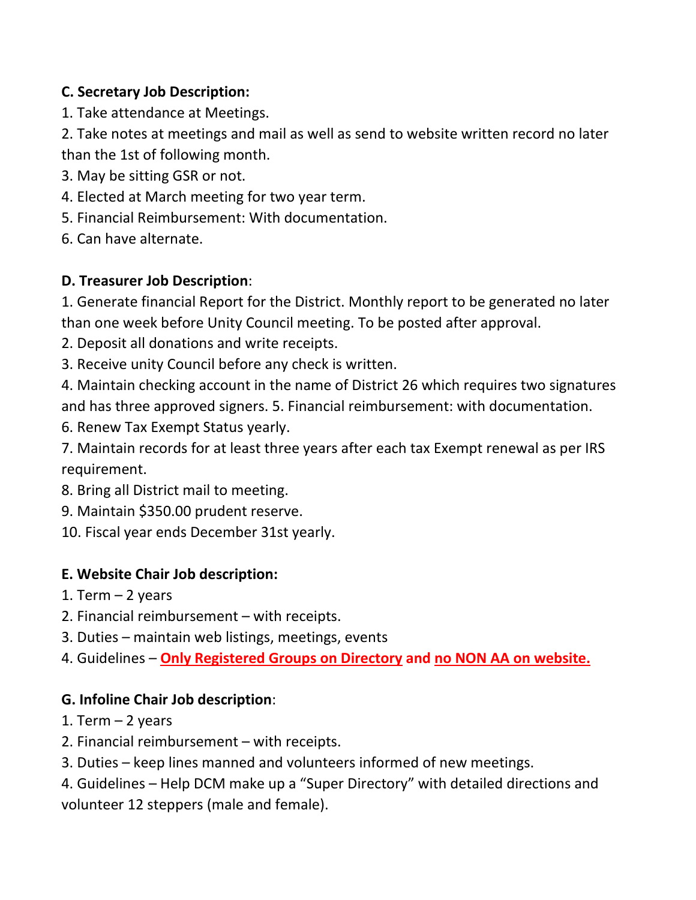**C. Secretary Job Description:**

1. Take attendance at Meetings.
2. Take notes at meetings and mail as well as send to website written record no later than the 1st of following month.
3. May be sitting GSR or not.
4. Elected at March meeting for two year term.
5. Financial Reimbursement: With documentation.
6. Can have alternate.

**D. Treasurer Job Description**:

1. Generate financial Report for the District. Monthly report to be generated no later than one week before Unity Council meeting. To be posted after approval.
2. Deposit all donations and write receipts.
3. Receive unity Council before any check is written.
4. Maintain checking account in the name of District 26 which requires two signatures and has three approved signers. 5. Financial reimbursement: with documentation.
6. Renew Tax Exempt Status yearly.
7. Maintain records for at least three years after each tax Exempt renewal as per IRS requirement.
8. Bring all District mail to meeting.
9. Maintain $350.00 prudent reserve.
10. Fiscal year ends December 31st yearly.

**E. Website Chair Job description:**

1. Term – 2 years
2. Financial reimbursement – with receipts.
3. Duties – maintain web listings, meetings, events
4. Guidelines – **Only Registered Groups on Directory** **and** **no NON AA on website.**

**G. Infoline Chair Job description**:

1. Term – 2 years
2. Financial reimbursement – with receipts.
3. Duties – keep lines manned and volunteers informed of new meetings.
4. Guidelines – Help DCM make up a "Super Directory" with detailed directions and volunteer 12 steppers (male and female).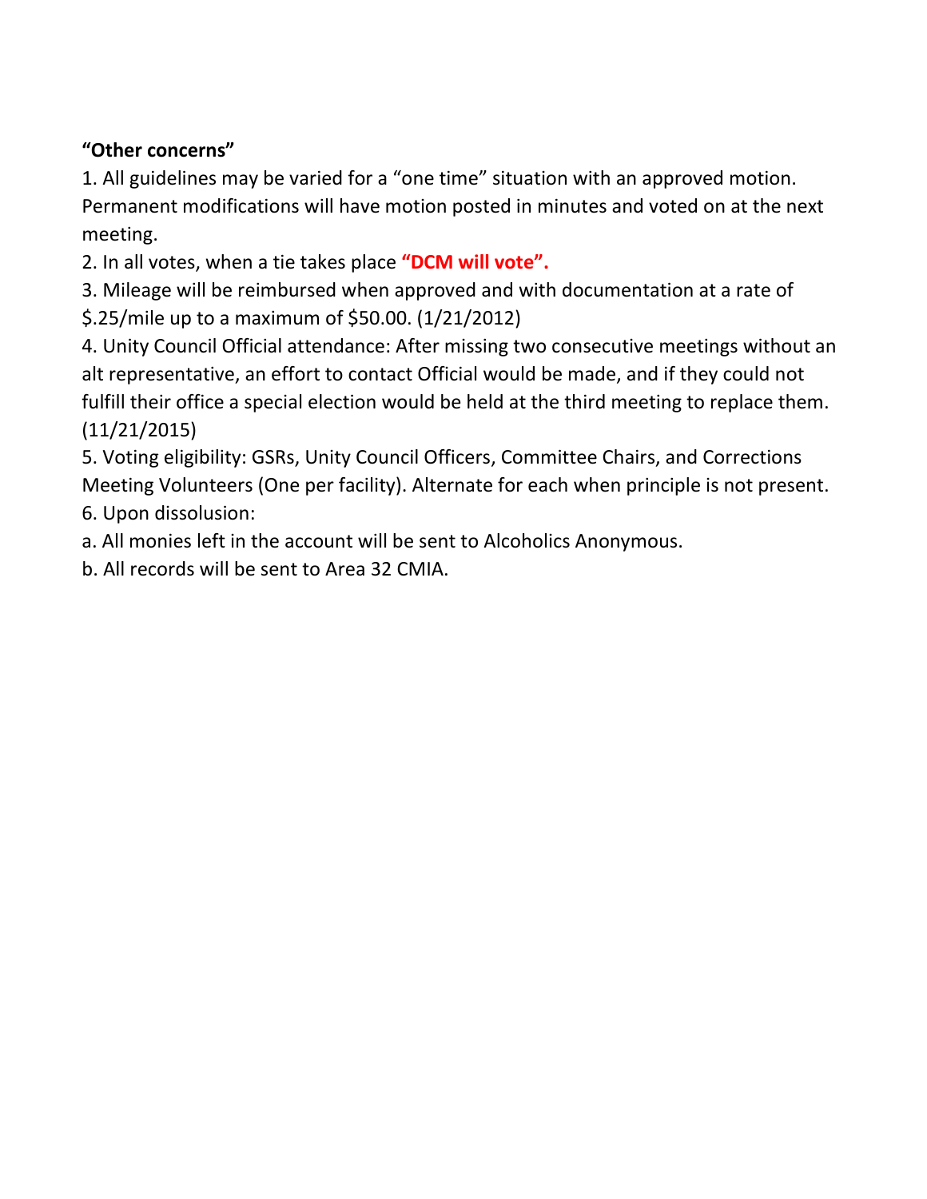**“Other concerns”**

1. All guidelines may be varied for a “one time” situation with an approved motion. Permanent modifications will have motion posted in minutes and voted on at the next meeting.
2. In all votes, when a tie takes place **“DCM will vote”.**
3. Mileage will be reimbursed when approved and with documentation at a rate of $.25/mile up to a maximum of $50.00. (1/21/2012)
4. Unity Council Official attendance: After missing two consecutive meetings without an alt representative, an effort to contact Official would be made, and if they could not fulfill their office a special election would be held at the third meeting to replace them. (11/21/2015)
5. Voting eligibility: GSRs, Unity Council Officers, Committee Chairs, and Corrections Meeting Volunteers (One per facility). Alternate for each when principle is not present.
6. Upon dissolusion:

a. All monies left in the account will be sent to Alcoholics Anonymous.

b. All records will be sent to Area 32 CMIA.